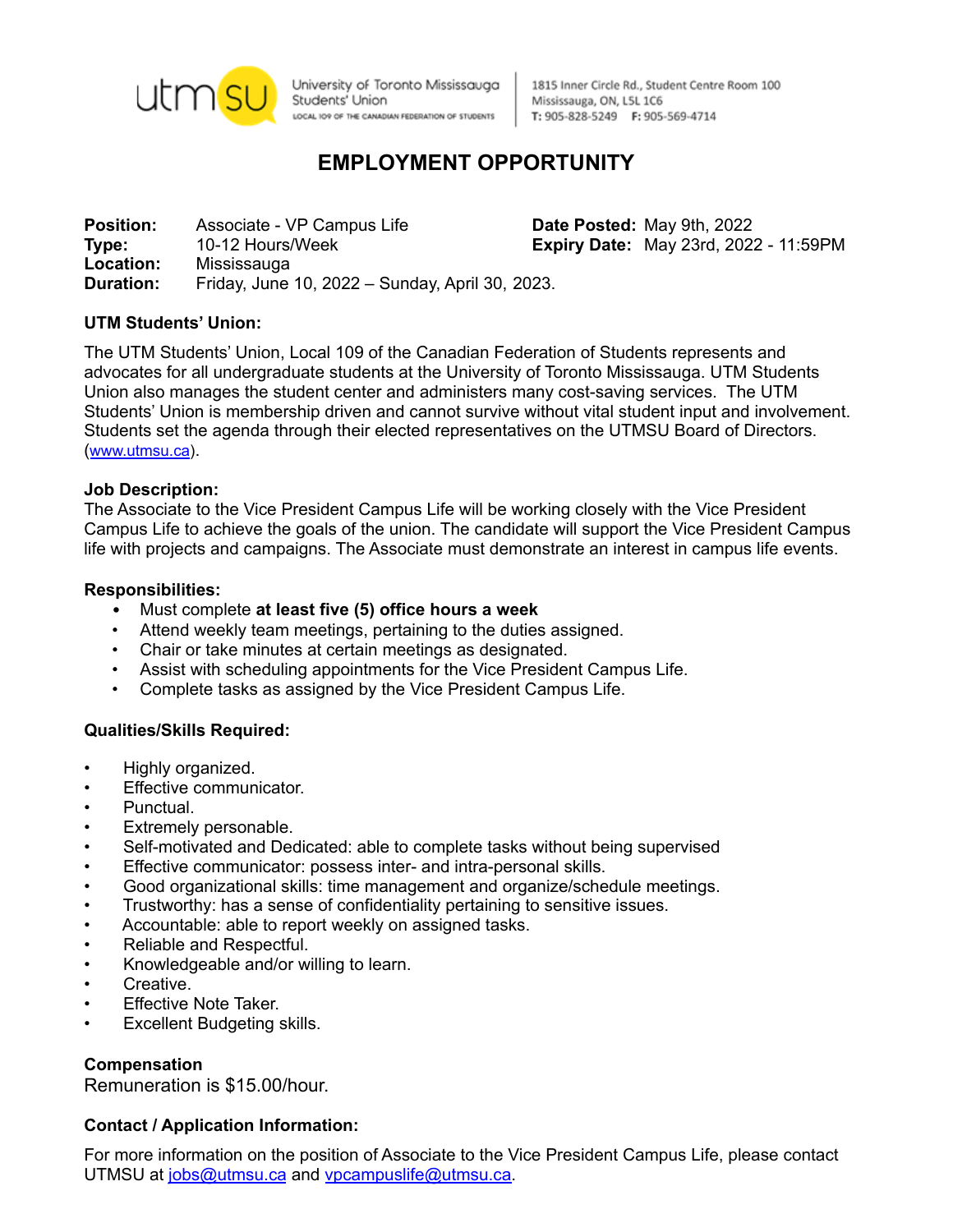utmsu University of Toronto Mississauga Students' Union
LOCAL 109 OF THE CANADIAN FEDERATION OF STUDENTS

1815 Inner Circle Rd., Student Centre Room 100
Mississauga, ON, L5L 1C6
T: 905-828-5249 F: 905-569-4714

# EMPLOYMENT OPPORTUNITY

**Position:** Associate - VP Campus Life
**Type:** 10-12 Hours/Week
**Location:** Mississauga
**Duration:** Friday, June 10, 2022 – Sunday, April 30, 2023.

**Date Posted:** May 9th, 2022
**Expiry Date:** May 23rd, 2022 - 11:59PM

### UTM Students' Union:

The UTM Students' Union, Local 109 of the Canadian Federation of Students represents and advocates for all undergraduate students at the University of Toronto Mississauga. UTM Students Union also manages the student center and administers many cost-saving services. The UTM Students' Union is membership driven and cannot survive without vital student input and involvement. Students set the agenda through their elected representatives on the UTMSU Board of Directors. (www.utmsu.ca).

### Job Description:

The Associate to the Vice President Campus Life will be working closely with the Vice President Campus Life to achieve the goals of the union. The candidate will support the Vice President Campus life with projects and campaigns. The Associate must demonstrate an interest in campus life events.

### Responsibilities:

- Must complete **at least five (5) office hours a week**
- Attend weekly team meetings, pertaining to the duties assigned.
- Chair or take minutes at certain meetings as designated.
- Assist with scheduling appointments for the Vice President Campus Life.
- Complete tasks as assigned by the Vice President Campus Life.

### Qualities/Skills Required:

- Highly organized.
- Effective communicator.
- Punctual.
- Extremely personable.
- Self-motivated and Dedicated: able to complete tasks without being supervised
- Effective communicator: possess inter- and intra-personal skills.
- Good organizational skills: time management and organize/schedule meetings.
- Trustworthy: has a sense of confidentiality pertaining to sensitive issues.
- Accountable: able to report weekly on assigned tasks.
- Reliable and Respectful.
- Knowledgeable and/or willing to learn.
- Creative.
- Effective Note Taker.
- Excellent Budgeting skills.

### Compensation

Remuneration is $15.00/hour.

### Contact / Application Information:

For more information on the position of Associate to the Vice President Campus Life, please contact UTMSU at jobs@utmsu.ca and vpcampuslife@utmsu.ca.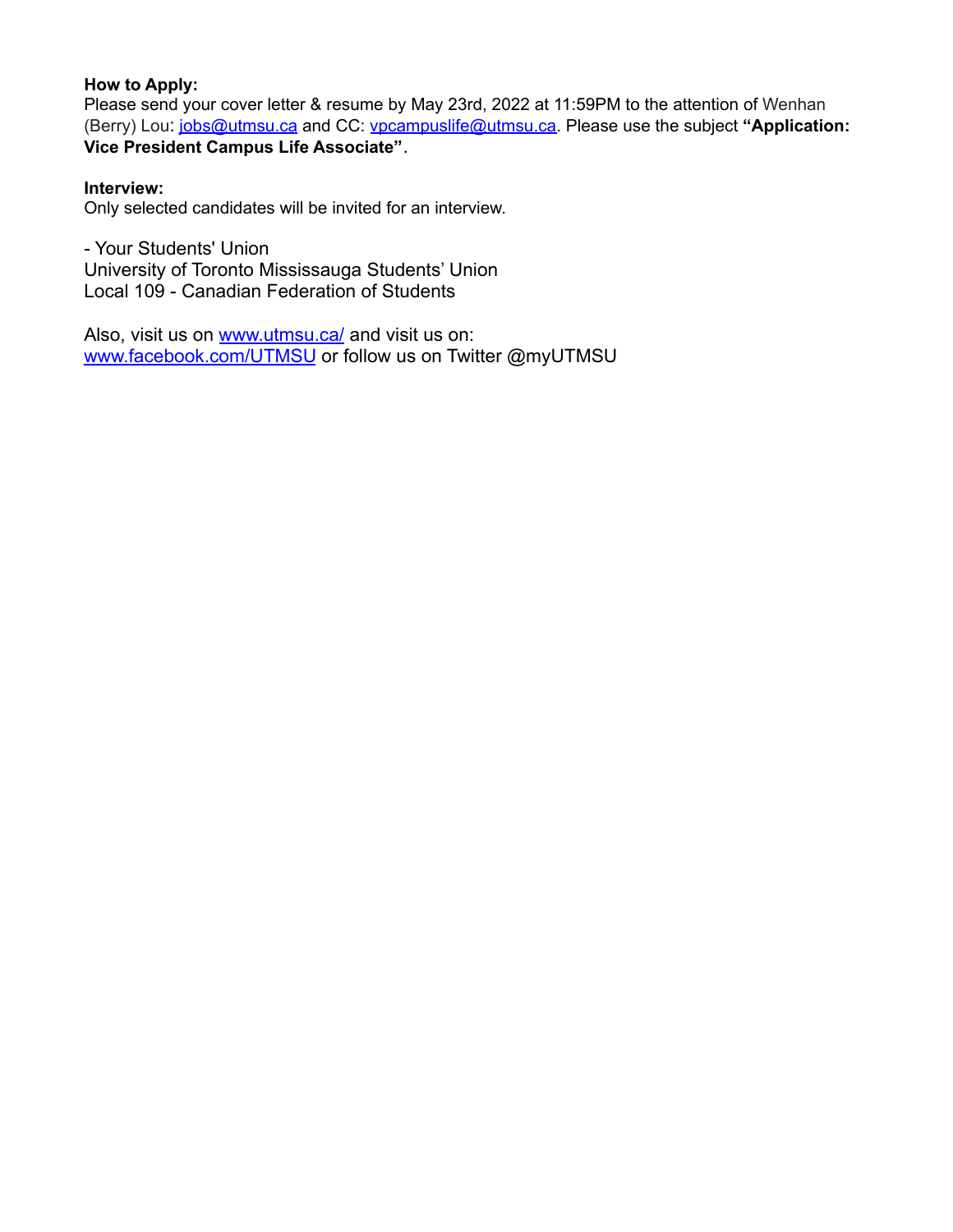**How to Apply:**
Please send your cover letter & resume by May 23rd, 2022 at 11:59PM to the attention of Wenhan (Berry) Lou: jobs@utmsu.ca and CC: vpcampuslife@utmsu.ca. Please use the subject **"Application: Vice President Campus Life Associate"**.

**Interview:**
Only selected candidates will be invited for an interview.

- Your Students' Union
University of Toronto Mississauga Students' Union
Local 109 - Canadian Federation of Students

Also, visit us on www.utmsu.ca/ and visit us on:
www.facebook.com/UTMSU or follow us on Twitter @myUTMSU